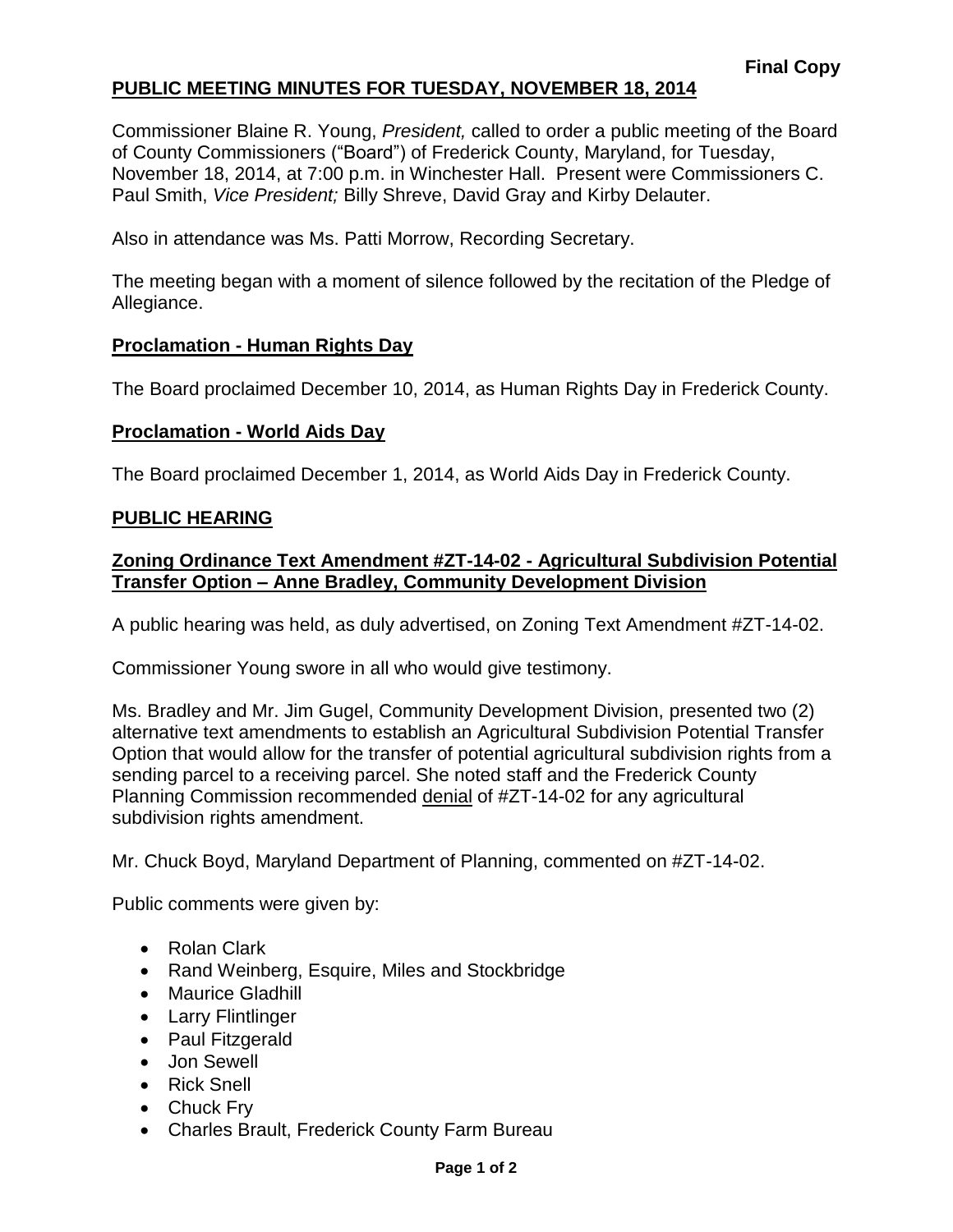**Final Copy**

# PUBLIC MEETING MINUTES FOR TUESDAY, NOVEMBER 18, 2014

Commissioner Blaine R. Young, *President,* called to order a public meeting of the Board of County Commissioners ("Board") of Frederick County, Maryland, for Tuesday, November 18, 2014, at 7:00 p.m. in Winchester Hall. Present were Commissioners C. Paul Smith, *Vice President;* Billy Shreve, David Gray and Kirby Delauter.

Also in attendance was Ms. Patti Morrow, Recording Secretary.

The meeting began with a moment of silence followed by the recitation of the Pledge of Allegiance.

## Proclamation - Human Rights Day

The Board proclaimed December 10, 2014, as Human Rights Day in Frederick County.

## Proclamation - World Aids Day

The Board proclaimed December 1, 2014, as World Aids Day in Frederick County.

## PUBLIC HEARING

### Zoning Ordinance Text Amendment #ZT-14-02 - Agricultural Subdivision Potential Transfer Option – Anne Bradley, Community Development Division

A public hearing was held, as duly advertised, on Zoning Text Amendment #ZT-14-02.

Commissioner Young swore in all who would give testimony.

Ms. Bradley and Mr. Jim Gugel, Community Development Division, presented two (2) alternative text amendments to establish an Agricultural Subdivision Potential Transfer Option that would allow for the transfer of potential agricultural subdivision rights from a sending parcel to a receiving parcel. She noted staff and the Frederick County Planning Commission recommended denial of #ZT-14-02 for any agricultural subdivision rights amendment.

Mr. Chuck Boyd, Maryland Department of Planning, commented on #ZT-14-02.

Public comments were given by:

- Rolan Clark
- Rand Weinberg, Esquire, Miles and Stockbridge
- Maurice Gladhill
- Larry Flintlinger
- Paul Fitzgerald
- Jon Sewell
- Rick Snell
- Chuck Fry
- Charles Brault, Frederick County Farm Bureau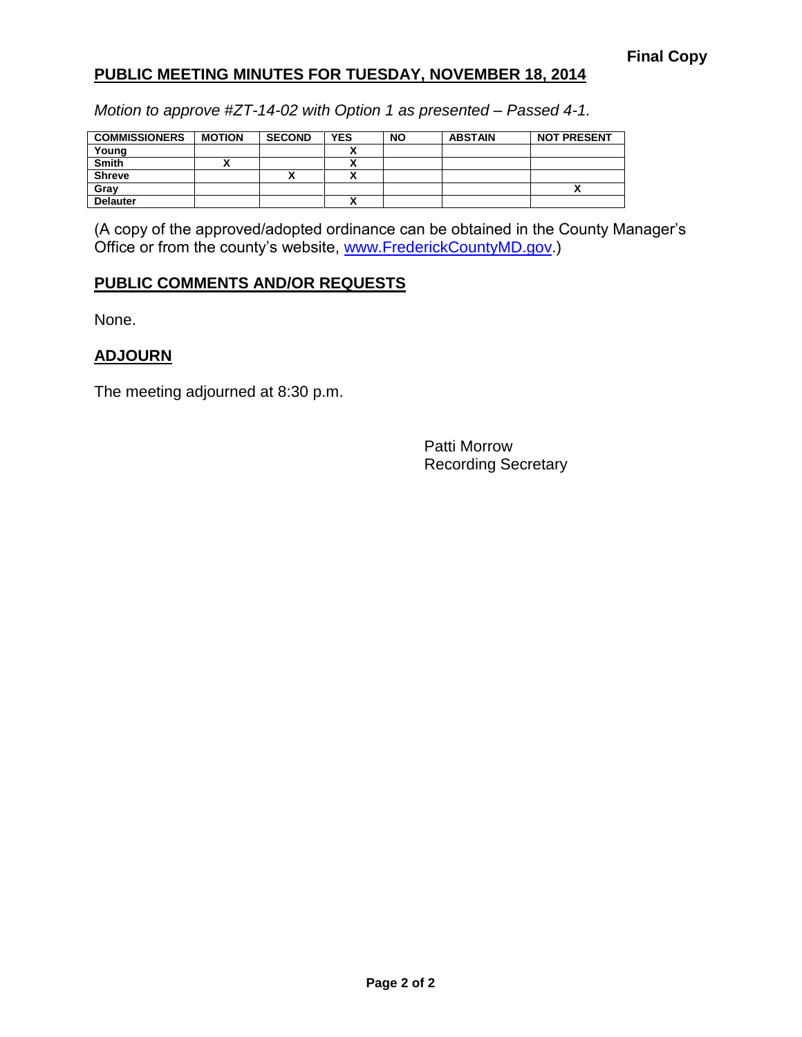**Final Copy**

## PUBLIC MEETING MINUTES FOR TUESDAY, NOVEMBER 18, 2014

*Motion to approve #ZT-14-02 with Option 1 as presented – Passed 4-1.*

| COMMISSIONERS | MOTION | SECOND | YES | NO | ABSTAIN | NOT PRESENT |
|---|---|---|---|---|---|---|
| Young | | | X | | | |
| Smith | X | | X | | | |
| Shreve | | X | X | | | |
| Gray | | | | | | X |
| Delauter | | | X | | | |

(A copy of the approved/adopted ordinance can be obtained in the County Manager's Office or from the county's website, www.FrederickCountyMD.gov.)

## PUBLIC COMMENTS AND/OR REQUESTS

None.

## ADJOURN

The meeting adjourned at 8:30 p.m.

Patti Morrow
Recording Secretary